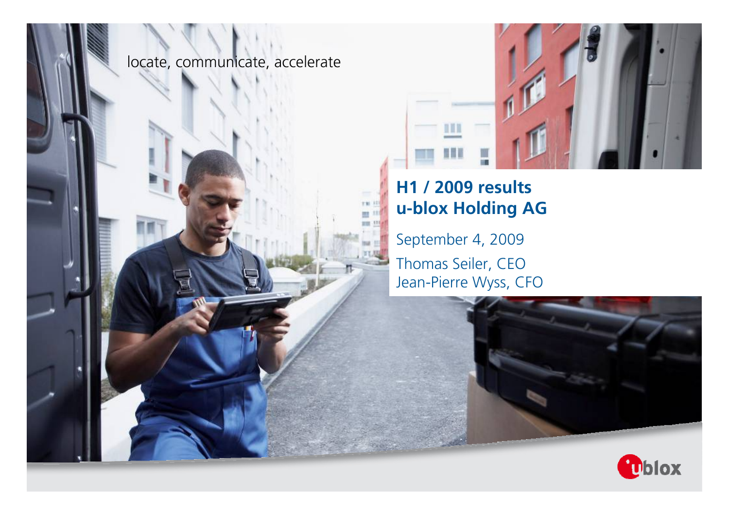locate, communicate, accelerate

# H1 / 2009 results
# u-blox Holding AG

September 4, 2009

Thomas Seiler, CEO
Jean-Pierre Wyss, CFO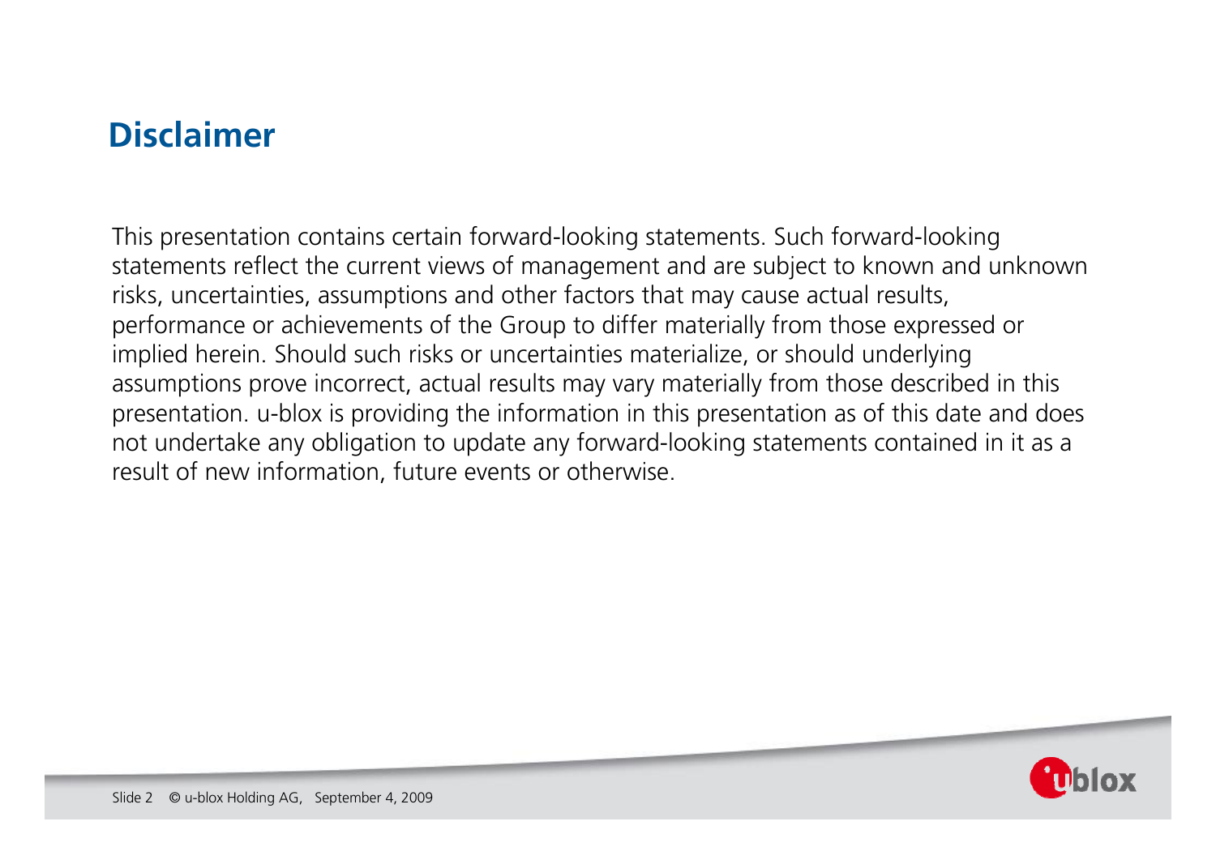# Disclaimer

This presentation contains certain forward-looking statements. Such forward-looking statements reflect the current views of management and are subject to known and unknown risks, uncertainties, assumptions and other factors that may cause actual results, performance or achievements of the Group to differ materially from those expressed or implied herein. Should such risks or uncertainties materialize, or should underlying assumptions prove incorrect, actual results may vary materially from those described in this presentation. u-blox is providing the information in this presentation as of this date and does not undertake any obligation to update any forward-looking statements contained in it as a result of new information, future events or otherwise.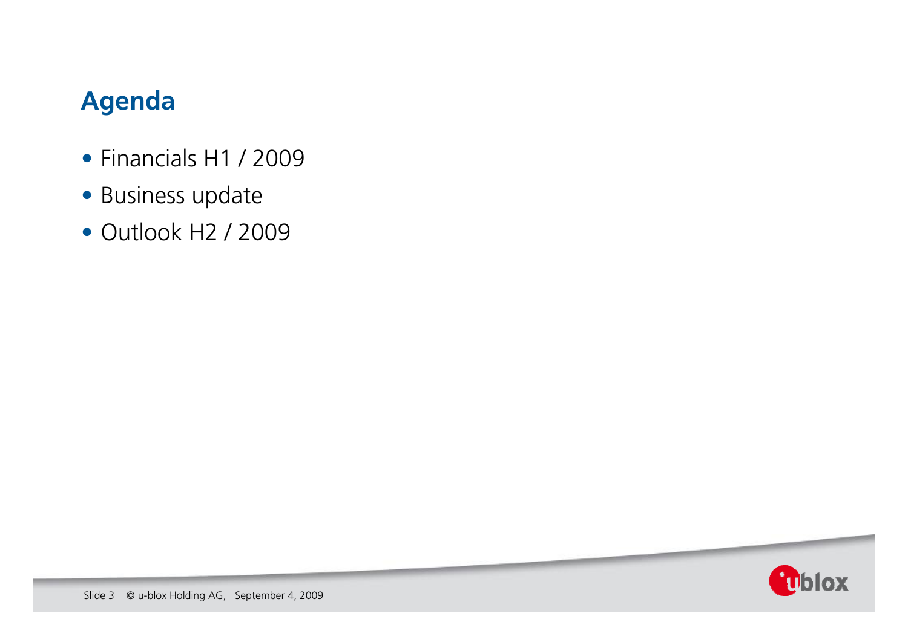## Agenda

- Financials H1 / 2009
- Business update
- Outlook H2 / 2009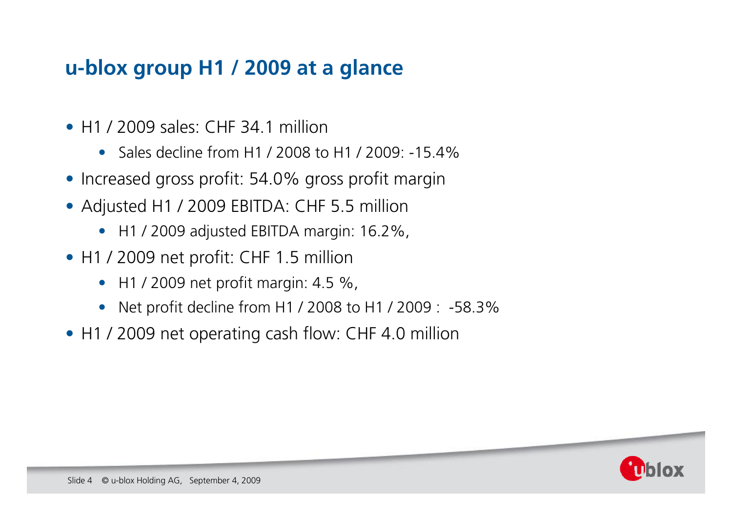## u-blox group H1 / 2009 at a glance

- H1 / 2009 sales: CHF 34.1 million
  - Sales decline from H1 / 2008 to H1 / 2009: -15.4%
- Increased gross profit: 54.0% gross profit margin
- Adjusted H1 / 2009 EBITDA: CHF 5.5 million
  - H1 / 2009 adjusted EBITDA margin: 16.2%,
- H1 / 2009 net profit: CHF 1.5 million
  - H1 / 2009 net profit margin: 4.5 %,
  - Net profit decline from H1 / 2008 to H1 / 2009 : -58.3%
- H1 / 2009 net operating cash flow: CHF 4.0 million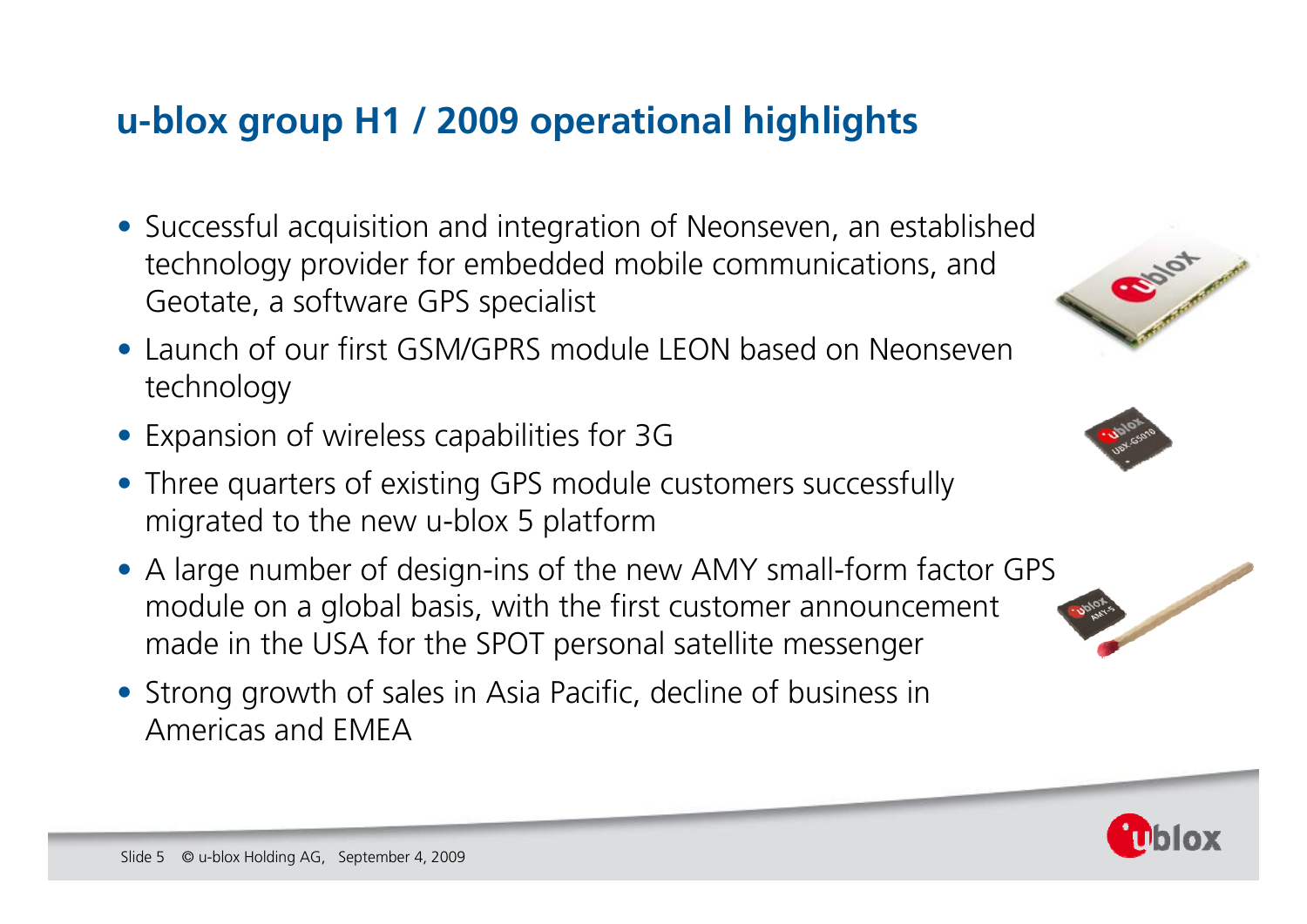# u-blox group H1 / 2009 operational highlights

- Successful acquisition and integration of Neonseven, an established technology provider for embedded mobile communications, and Geotate, a software GPS specialist
- Launch of our first GSM/GPRS module LEON based on Neonseven technology
- Expansion of wireless capabilities for 3G
- Three quarters of existing GPS module customers successfully migrated to the new u-blox 5 platform
- A large number of design-ins of the new AMY small-form factor GPS module on a global basis, with the first customer announcement made in the USA for the SPOT personal satellite messenger
- Strong growth of sales in Asia Pacific, decline of business in Americas and EMEA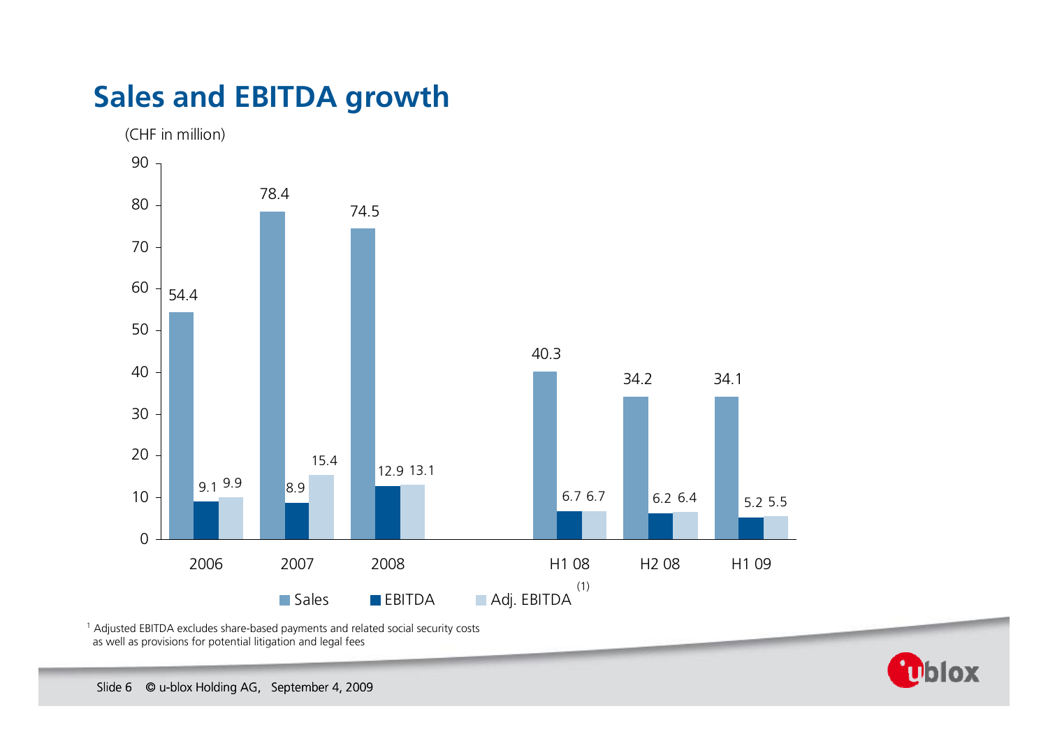# Sales and EBITDA growth

(CHF in million)

| | Sales | EBITDA | Adj. EBITDA [1] |
|---|---|---|---|
| 2006 | 54.4 | 9.1 | 9.9 |
| 2007 | 78.4 | 8.9 | 15.4 |
| 2008 | 74.5 | 12.9 | 13.1 |
| H1 08 | 40.3 | 6.7 | 6.7 |
| H2 08 | 34.2 | 6.2 | 6.4 |
| H1 09 | 34.1 | 5.2 | 5.5 |

[1] Adjusted EBITDA excludes share-based payments and related social security costs as well as provisions for potential litigation and legal fees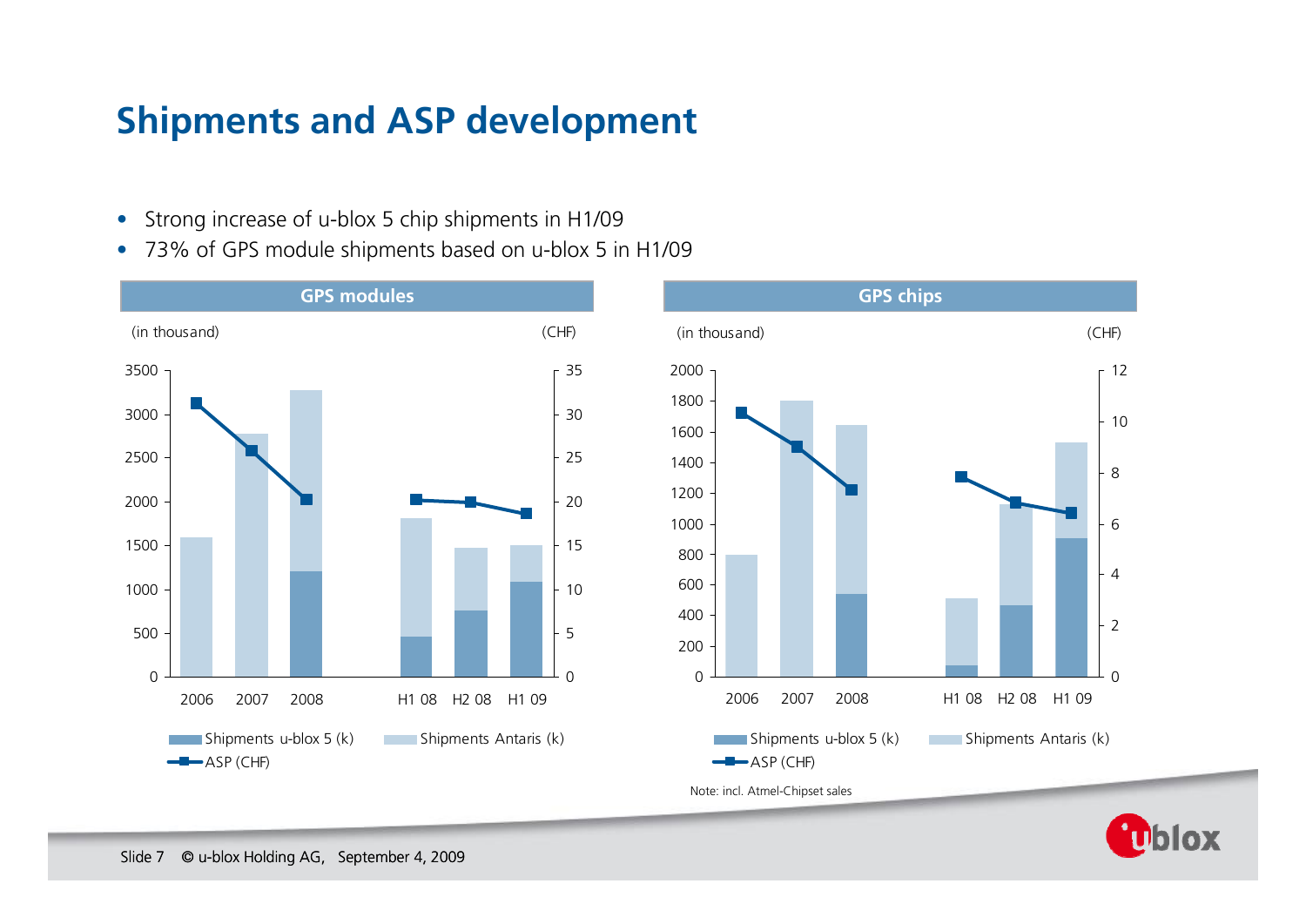# Shipments and ASP development

- Strong increase of u-blox 5 chip shipments in H1/09
- 73% of GPS module shipments based on u-blox 5 in H1/09

**GPS modules**

(in thousand) (CHF)

Legend: Shipments u-blox 5 (k), Shipments Antaris (k), ASP (CHF)

**GPS chips**

(in thousand) (CHF)

Legend: Shipments u-blox 5 (k), Shipments Antaris (k), ASP (CHF)

Note: incl. Atmel-Chipset sales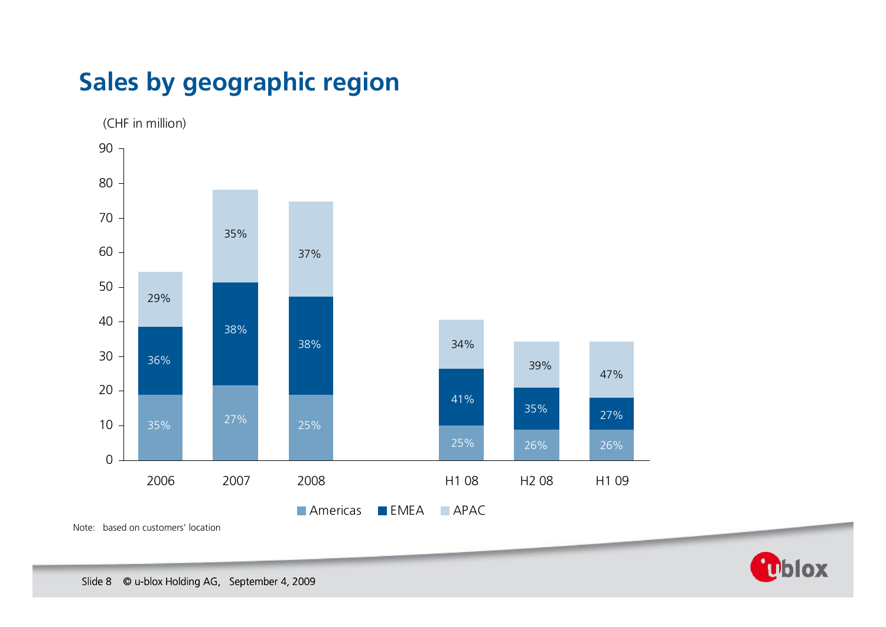# Sales by geographic region

(CHF in million)

| | 2006 | 2007 | 2008 | H1 08 | H2 08 | H1 09 |
|---|---|---|---|---|---|---|
| APAC | 29% | 35% | 37% | 34% | 39% | 47% |
| EMEA | 36% | 38% | 38% | 41% | 35% | 27% |
| Americas | 35% | 27% | 25% | 25% | 26% | 26% |

Note: based on customers' location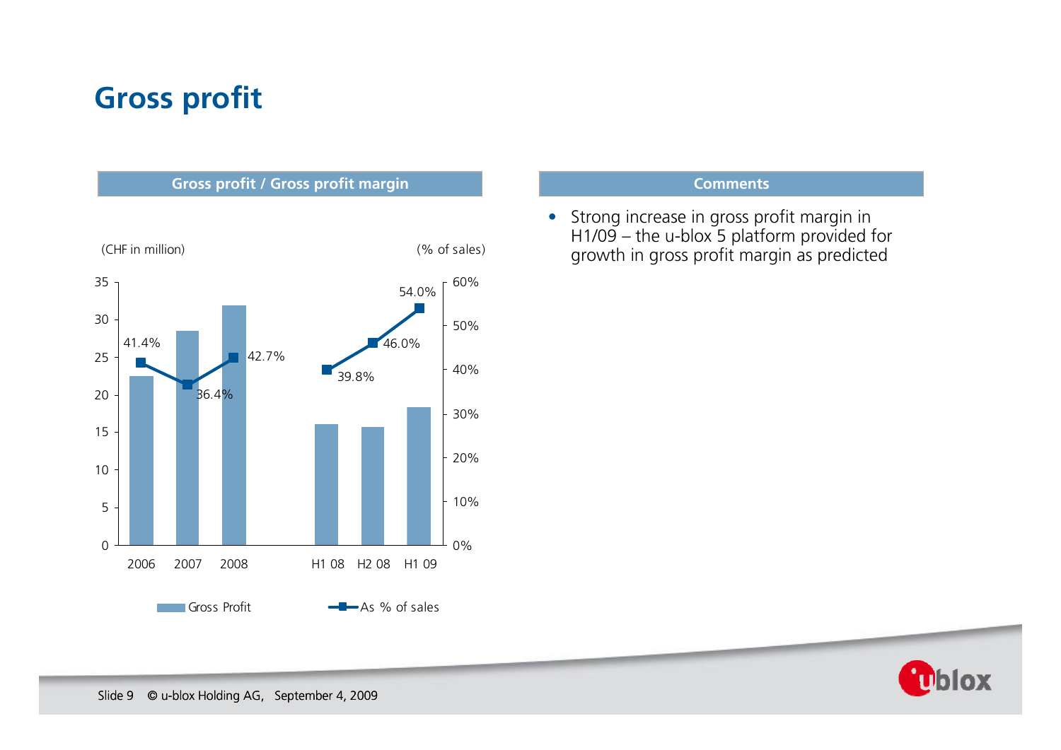# Gross profit

**Gross profit / Gross profit margin**

(CHF in million) (% of sales)

| | 2006 | 2007 | 2008 | H1 08 | H2 08 | H1 09 |
|---|---|---|---|---|---|---|
| As % of sales | 41.4% | 36.4% | 42.7% | 39.8% | 46.0% | 54.0% |

Gross Profit — As % of sales

**Comments**

- Strong increase in gross profit margin in H1/09 – the u-blox 5 platform provided for growth in gross profit margin as predicted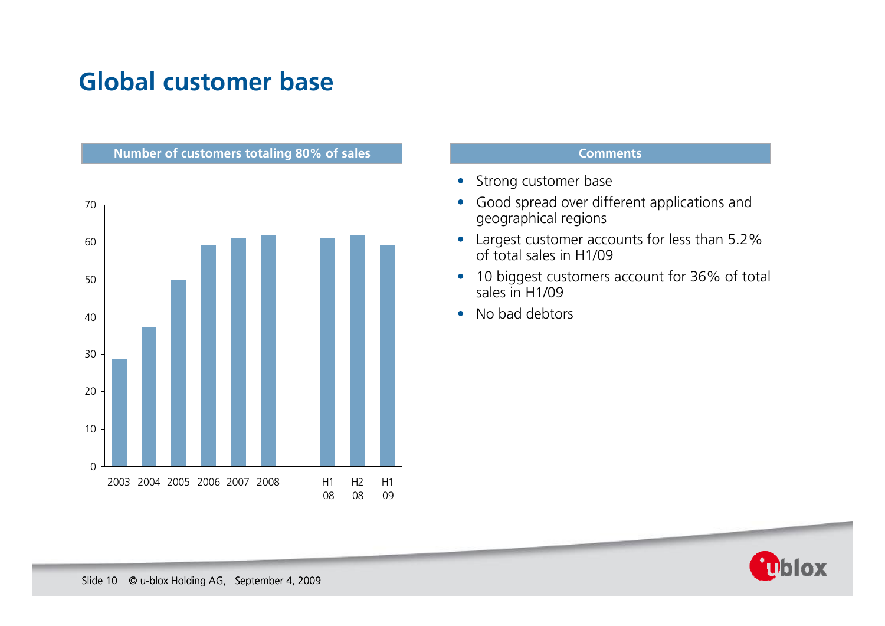# Global customer base

**Number of customers totaling 80% of sales**

| Period | Number of customers |
|---|---|
| 2003 | ~29 |
| 2004 | ~37 |
| 2005 | ~50 |
| 2006 | ~59 |
| 2007 | ~61 |
| 2008 | ~62 |
| H1 08 | ~61 |
| H2 08 | ~62 |
| H1 09 | ~59 |

**Comments**

- Strong customer base
- Good spread over different applications and geographical regions
- Largest customer accounts for less than 5.2% of total sales in H1/09
- 10 biggest customers account for 36% of total sales in H1/09
- No bad debtors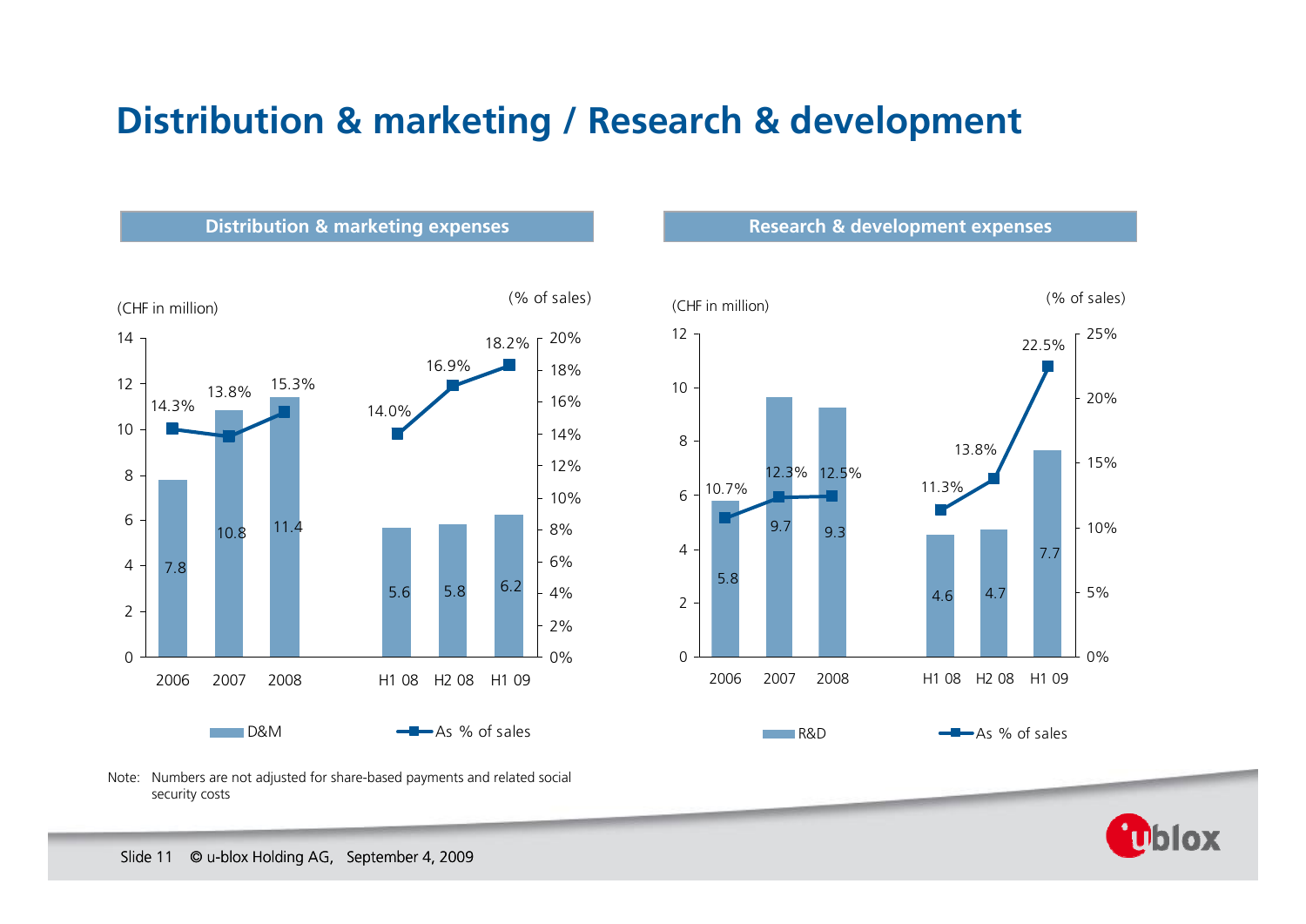# Distribution & marketing / Research & development

## Distribution & marketing expenses

(CHF in million) / (% of sales)

| | 2006 | 2007 | 2008 | H1 08 | H2 08 | H1 09 |
|---|---|---|---|---|---|---|
| D&M | 7.8 | 10.8 | 11.4 | 5.6 | 5.8 | 6.2 |
| As % of sales | 14.3% | 13.8% | 15.3% | 14.0% | 16.9% | 18.2% |

## Research & development expenses

(CHF in million) / (% of sales)

| | 2006 | 2007 | 2008 | H1 08 | H2 08 | H1 09 |
|---|---|---|---|---|---|---|
| R&D | 5.8 | 9.7 | 9.3 | 4.6 | 4.7 | 7.7 |
| As % of sales | 10.7% | 12.3% | 12.5% | 11.3% | 13.8% | 22.5% |

Note: Numbers are not adjusted for share-based payments and related social security costs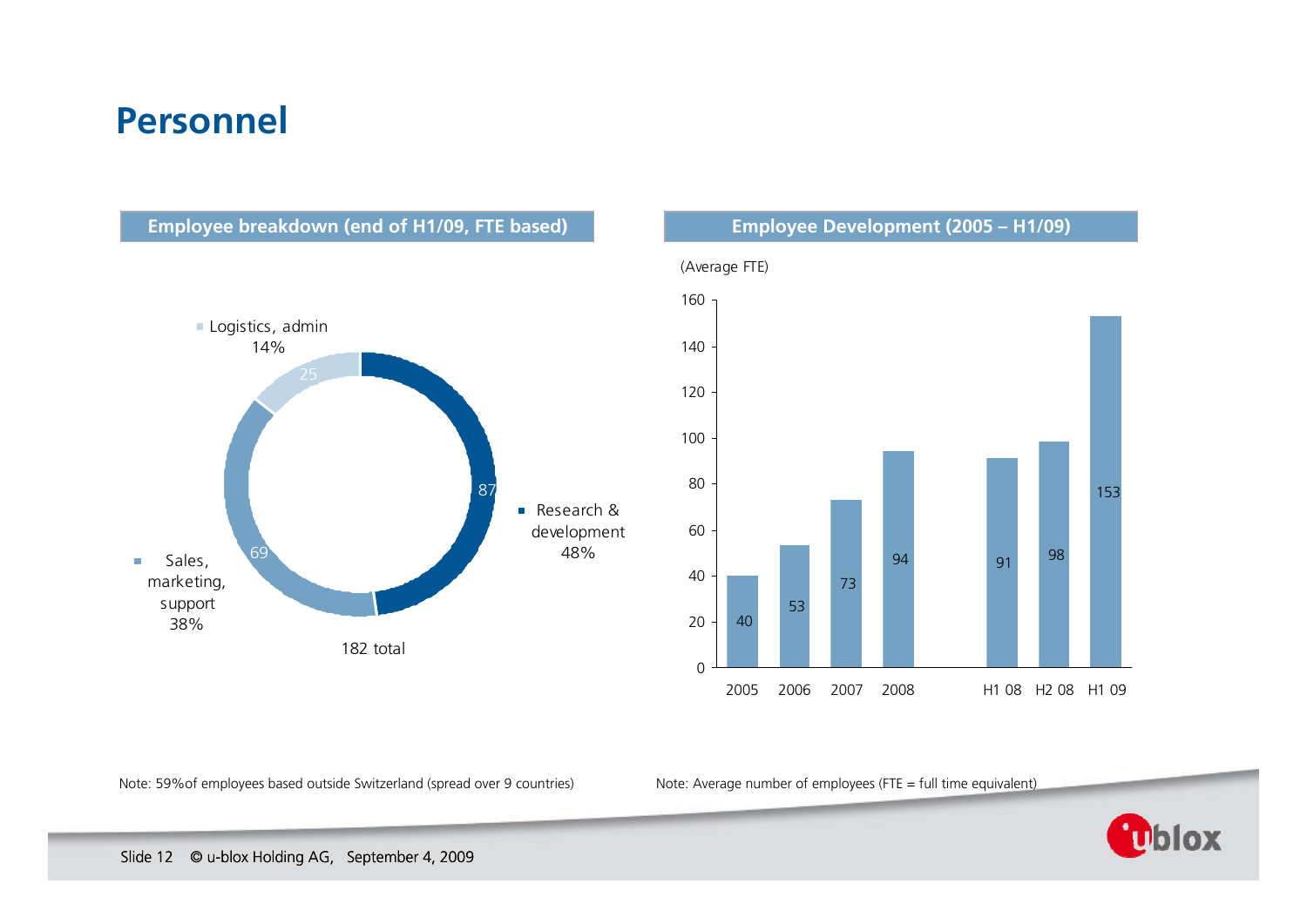# Personnel

## Employee breakdown (end of H1/09, FTE based)

| Category | FTE | Share |
|---|---|---|
| Research & development | 87 | 48% |
| Sales, marketing, support | 69 | 38% |
| Logistics, admin | 25 | 14% |
| **Total** | **182** | |

182 total

Note: 59% of employees based outside Switzerland (spread over 9 countries)

## Employee Development (2005 – H1/09)

(Average FTE)

| Period | Average FTE |
|---|---|
| 2005 | 40 |
| 2006 | 53 |
| 2007 | 73 |
| 2008 | 94 |
| H1 08 | 91 |
| H2 08 | 98 |
| H1 09 | 153 |

Note: Average number of employees (FTE = full time equivalent)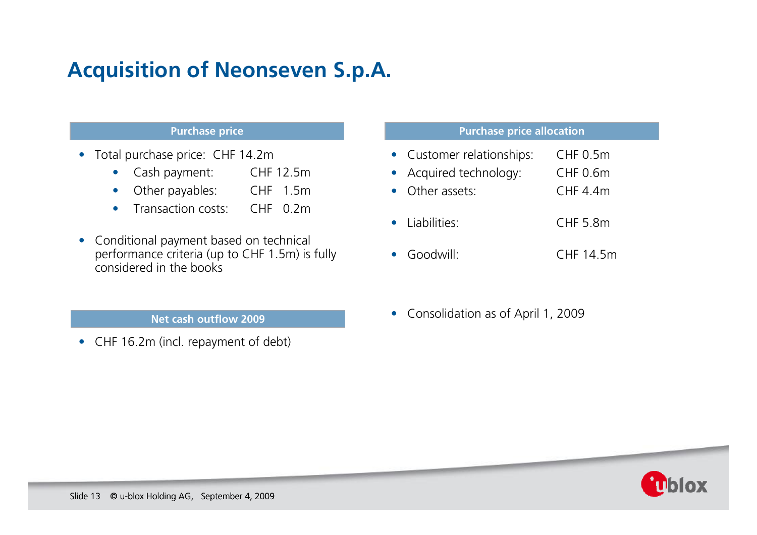# Acquisition of Neonseven S.p.A.

### Purchase price

- Total purchase price: CHF 14.2m
  - Cash payment: CHF 12.5m
  - Other payables: CHF 1.5m
  - Transaction costs: CHF 0.2m
- Conditional payment based on technical performance criteria (up to CHF 1.5m) is fully considered in the books

### Net cash outflow 2009

- CHF 16.2m (incl. repayment of debt)

### Purchase price allocation

- Customer relationships: CHF 0.5m
- Acquired technology: CHF 0.6m
- Other assets: CHF 4.4m
- Liabilities: CHF 5.8m
- Goodwill: CHF 14.5m

- Consolidation as of April 1, 2009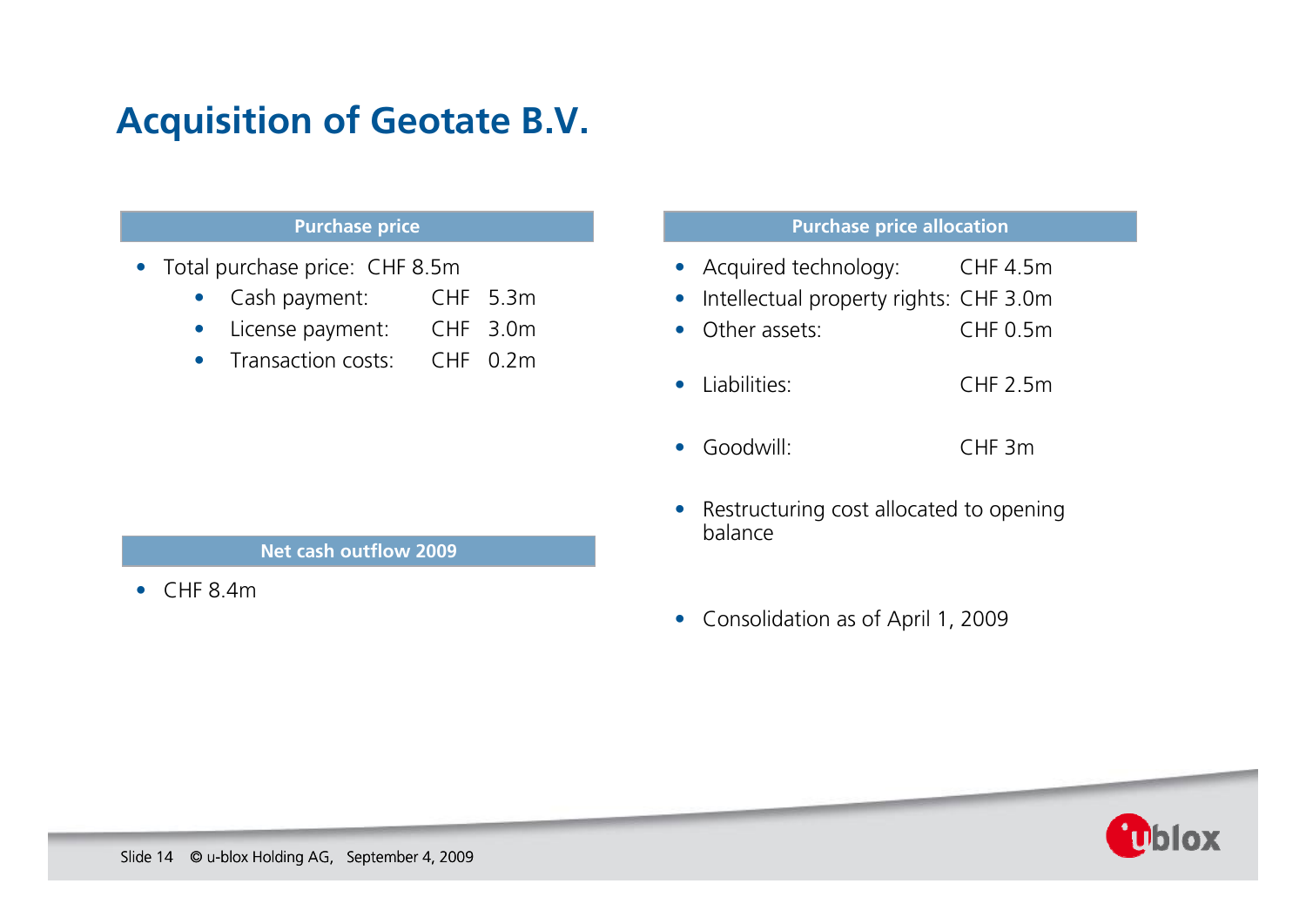# Acquisition of Geotate B.V.

## Purchase price

- Total purchase price: CHF 8.5m
  - Cash payment: CHF 5.3m
  - License payment: CHF 3.0m
  - Transaction costs: CHF 0.2m

## Net cash outflow 2009

- CHF 8.4m

## Purchase price allocation

- Acquired technology: CHF 4.5m
- Intellectual property rights: CHF 3.0m
- Other assets: CHF 0.5m
- Liabilities: CHF 2.5m
- Goodwill: CHF 3m
- Restructuring cost allocated to opening balance
- Consolidation as of April 1, 2009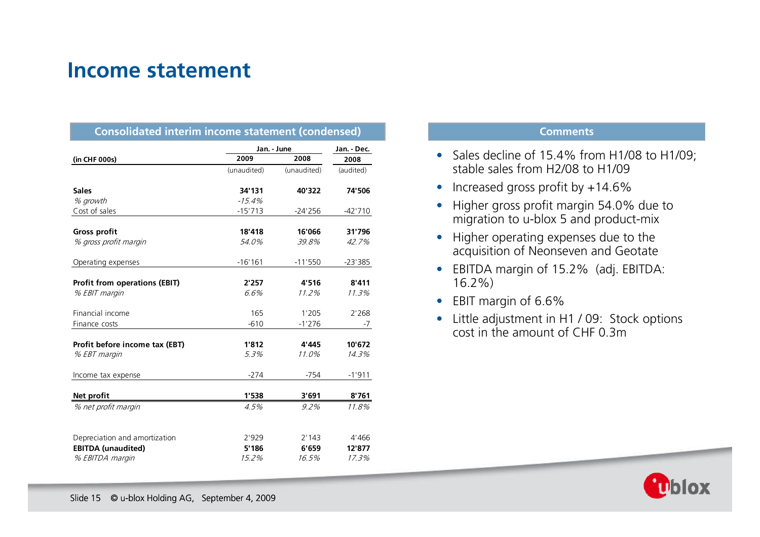# Income statement

## Consolidated interim income statement (condensed)

| (in CHF 000s) | Jan. - June 2009 | Jan. - June 2008 | Jan. - Dec. 2008 |
|---|---|---|---|
| | (unaudited) | (unaudited) | (audited) |
| **Sales** | **34'131** | **40'322** | **74'506** |
| *% growth* | *-15.4%* | | |
| Cost of sales | -15'713 | -24'256 | -42'710 |
| **Gross profit** | **18'418** | **16'066** | **31'796** |
| *% gross profit margin* | *54.0%* | *39.8%* | *42.7%* |
| Operating expenses | -16'161 | -11'550 | -23'385 |
| **Profit from operations (EBIT)** | **2'257** | **4'516** | **8'411** |
| *% EBIT margin* | *6.6%* | *11.2%* | *11.3%* |
| Financial income | 165 | 1'205 | 2'268 |
| Finance costs | -610 | -1'276 | -7 |
| **Profit before income tax (EBT)** | **1'812** | **4'445** | **10'672** |
| *% EBT margin* | *5.3%* | *11.0%* | *14.3%* |
| Income tax expense | -274 | -754 | -1'911 |
| **Net profit** | **1'538** | **3'691** | **8'761** |
| *% net profit margin* | *4.5%* | *9.2%* | *11.8%* |
| Depreciation and amortization | 2'929 | 2'143 | 4'466 |
| **EBITDA (unaudited)** | **5'186** | **6'659** | **12'877** |
| *% EBITDA margin* | *15.2%* | *16.5%* | *17.3%* |

## Comments

- Sales decline of 15.4% from H1/08 to H1/09; stable sales from H2/08 to H1/09
- Increased gross profit by +14.6%
- Higher gross profit margin 54.0% due to migration to u-blox 5 and product-mix
- Higher operating expenses due to the acquisition of Neonseven and Geotate
- EBITDA margin of 15.2% (adj. EBITDA: 16.2%)
- EBIT margin of 6.6%
- Little adjustment in H1 / 09: Stock options cost in the amount of CHF 0.3m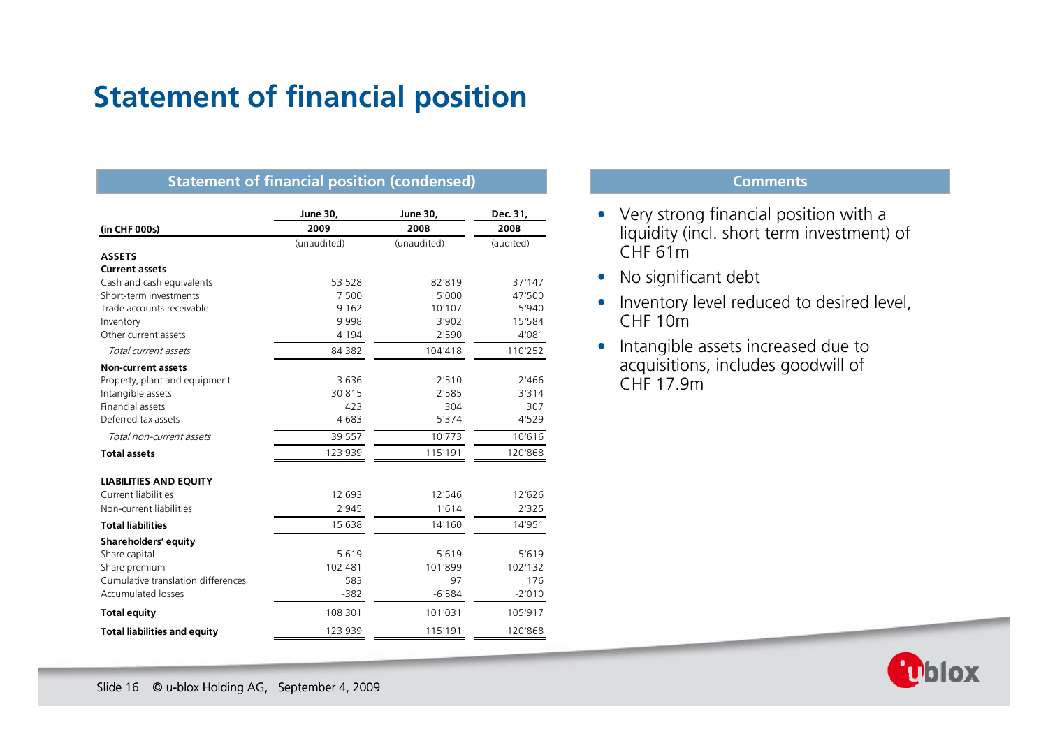# Statement of financial position

## Statement of financial position (condensed)

| (in CHF 000s) | June 30, 2009 (unaudited) | June 30, 2008 (unaudited) | Dec. 31, 2008 (audited) |
|---|---|---|---|
| **ASSETS** | | | |
| **Current assets** | | | |
| Cash and cash equivalents | 53'528 | 82'819 | 37'147 |
| Short-term investments | 7'500 | 5'000 | 47'500 |
| Trade accounts receivable | 9'162 | 10'107 | 5'940 |
| Inventory | 9'998 | 3'902 | 15'584 |
| Other current assets | 4'194 | 2'590 | 4'081 |
| *Total current assets* | 84'382 | 104'418 | 110'252 |
| **Non-current assets** | | | |
| Property, plant and equipment | 3'636 | 2'510 | 2'466 |
| Intangible assets | 30'815 | 2'585 | 3'314 |
| Financial assets | 423 | 304 | 307 |
| Deferred tax assets | 4'683 | 5'374 | 4'529 |
| *Total non-current assets* | 39'557 | 10'773 | 10'616 |
| **Total assets** | 123'939 | 115'191 | 120'868 |
| **LIABILITIES AND EQUITY** | | | |
| Current liabilities | 12'693 | 12'546 | 12'626 |
| Non-current liabilities | 2'945 | 1'614 | 2'325 |
| **Total liabilities** | 15'638 | 14'160 | 14'951 |
| **Shareholders' equity** | | | |
| Share capital | 5'619 | 5'619 | 5'619 |
| Share premium | 102'481 | 101'899 | 102'132 |
| Cumulative translation differences | 583 | 97 | 176 |
| Accumulated losses | -382 | -6'584 | -2'010 |
| **Total equity** | 108'301 | 101'031 | 105'917 |
| **Total liabilities and equity** | 123'939 | 115'191 | 120'868 |

## Comments

- Very strong financial position with a liquidity (incl. short term investment) of CHF 61m
- No significant debt
- Inventory level reduced to desired level, CHF 10m
- Intangible assets increased due to acquisitions, includes goodwill of CHF 17.9m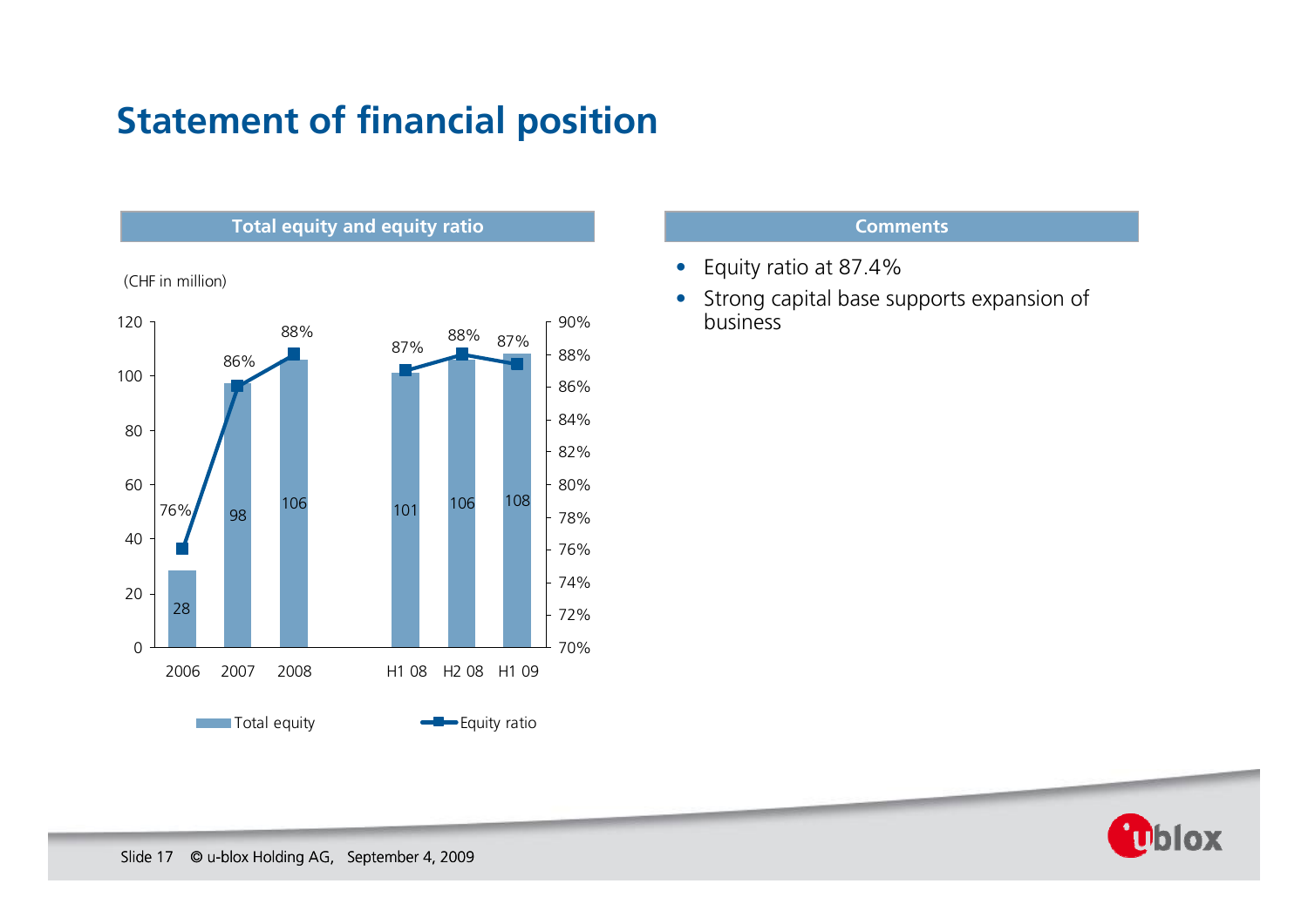# Statement of financial position

## Total equity and equity ratio

(CHF in million)

| | 2006 | 2007 | 2008 | H1 08 | H2 08 | H1 09 |
|---|---|---|---|---|---|---|
| Total equity | 28 | 98 | 106 | 101 | 106 | 108 |
| Equity ratio | 76% | 86% | 88% | 87% | 88% | 87% |

## Comments

- Equity ratio at 87.4%
- Strong capital base supports expansion of business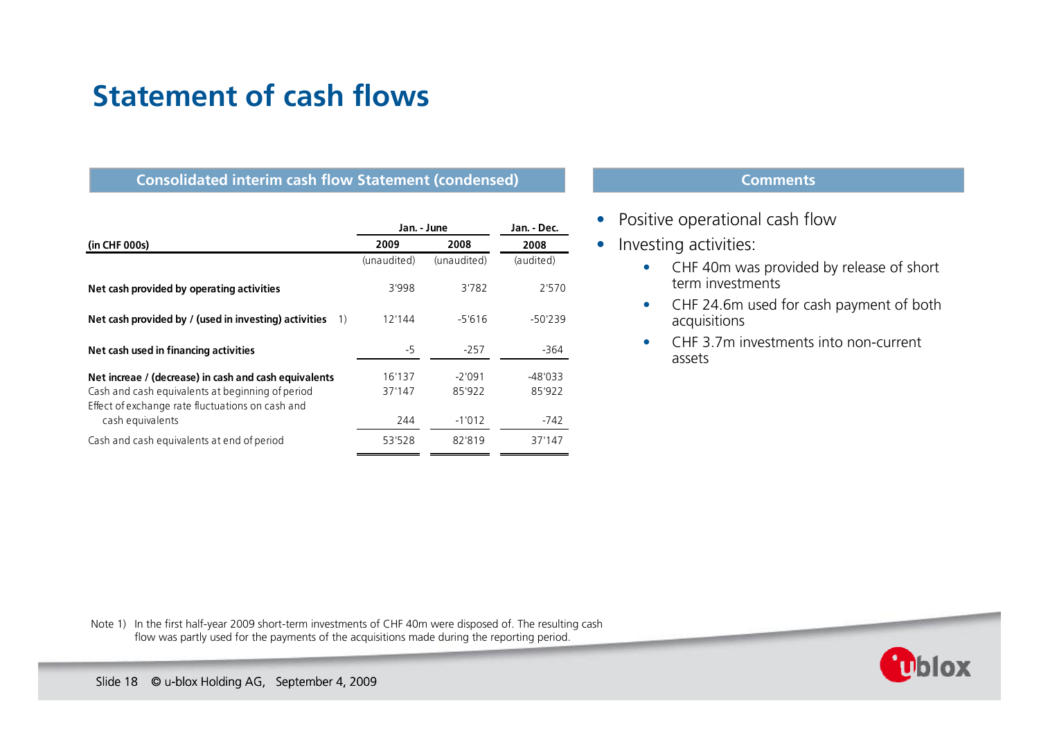# Statement of cash flows

## Consolidated interim cash flow Statement (condensed)

| (in CHF 000s) | | Jan. - June 2009 (unaudited) | Jan. - June 2008 (unaudited) | Jan. - Dec. 2008 (audited) |
|---|---|---|---|---|
| **Net cash provided by operating activities** | | 3'998 | 3'782 | 2'570 |
| **Net cash provided by / (used in investing) activities** | 1) | 12'144 | -5'616 | -50'239 |
| **Net cash used in financing activities** | | -5 | -257 | -364 |
| **Net increae / (decrease) in cash and cash equivalents** | | 16'137 | -2'091 | -48'033 |
| Cash and cash equivalents at beginning of period | | 37'147 | 85'922 | 85'922 |
| Effect of exchange rate fluctuations on cash and cash equivalents | | 244 | -1'012 | -742 |
| Cash and cash equivalents at end of period | | 53'528 | 82'819 | 37'147 |

## Comments

- Positive operational cash flow
- Investing activities:
  - CHF 40m was provided by release of short term investments
  - CHF 24.6m used for cash payment of both acquisitions
  - CHF 3.7m investments into non-current assets

Note 1) In the first half-year 2009 short-term investments of CHF 40m were disposed of. The resulting cash flow was partly used for the payments of the acquisitions made during the reporting period.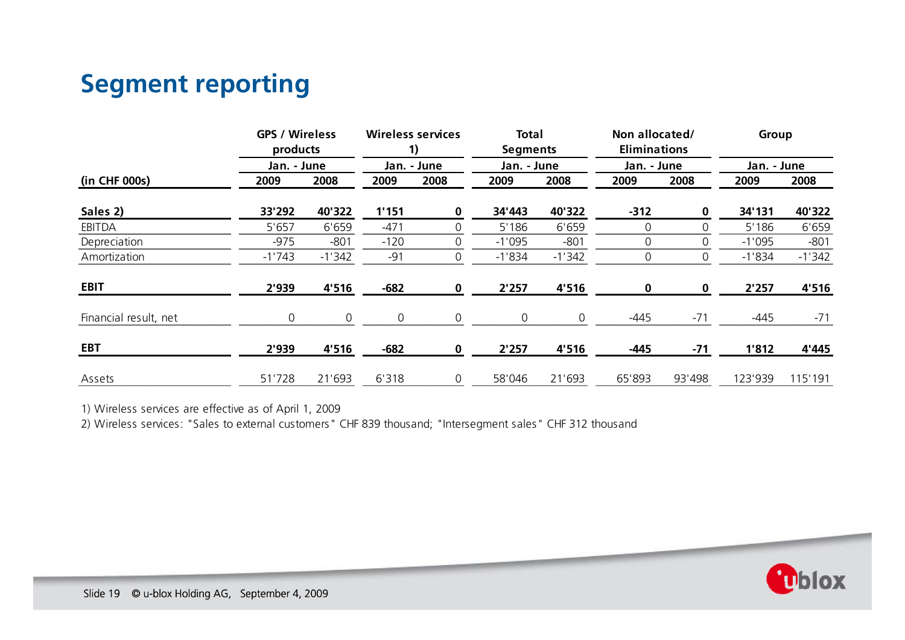# Segment reporting

| (in CHF 000s) | GPS / Wireless products | | Wireless services 1) | | Total Segments | | Non allocated/ Eliminations | | Group | |
|---|---|---|---|---|---|---|---|---|---|---|
| | Jan. - June | | Jan. - June | | Jan. - June | | Jan. - June | | Jan. - June | |
| | 2009 | 2008 | 2009 | 2008 | 2009 | 2008 | 2009 | 2008 | 2009 | 2008 |
| **Sales 2)** | **33'292** | **40'322** | **1'151** | **0** | **34'443** | **40'322** | **-312** | **0** | **34'131** | **40'322** |
| EBITDA | 5'657 | 6'659 | -471 | 0 | 5'186 | 6'659 | 0 | 0 | 5'186 | 6'659 |
| Depreciation | -975 | -801 | -120 | 0 | -1'095 | -801 | 0 | 0 | -1'095 | -801 |
| Amortization | -1'743 | -1'342 | -91 | 0 | -1'834 | -1'342 | 0 | 0 | -1'834 | -1'342 |
| **EBIT** | **2'939** | **4'516** | **-682** | **0** | **2'257** | **4'516** | **0** | **0** | **2'257** | **4'516** |
| Financial result, net | 0 | 0 | 0 | 0 | 0 | 0 | -445 | -71 | -445 | -71 |
| **EBT** | **2'939** | **4'516** | **-682** | **0** | **2'257** | **4'516** | **-445** | **-71** | **1'812** | **4'445** |
| Assets | 51'728 | 21'693 | 6'318 | 0 | 58'046 | 21'693 | 65'893 | 93'498 | 123'939 | 115'191 |

1) Wireless services are effective as of April 1, 2009

2) Wireless services: "Sales to external customers" CHF 839 thousand; "Intersegment sales" CHF 312 thousand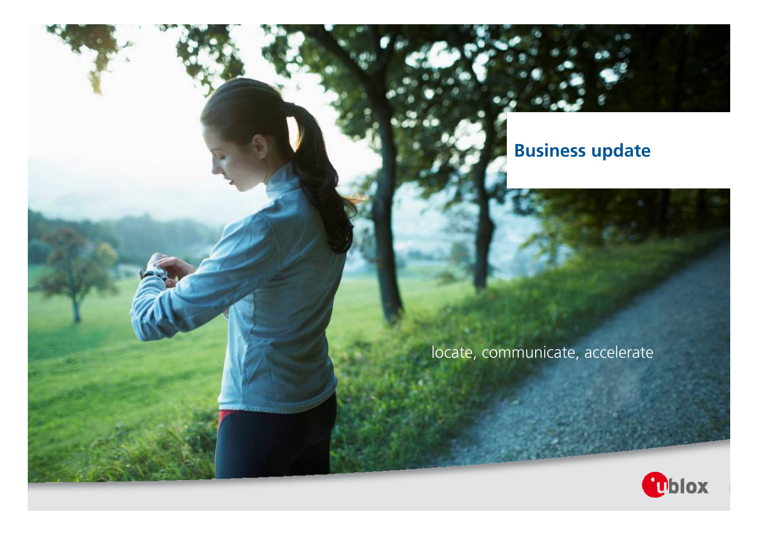# Business update

locate, communicate, accelerate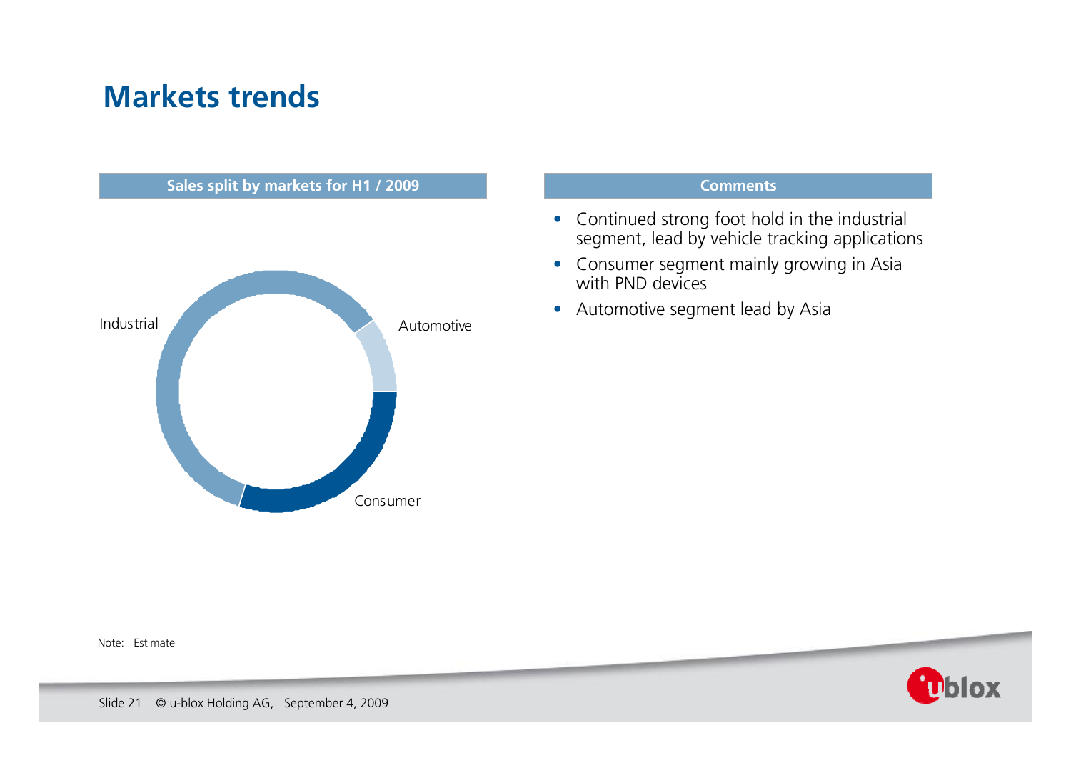# Markets trends

**Sales split by markets for H1 / 2009**

Industrial

Automotive

Consumer

**Comments**

- Continued strong foot hold in the industrial segment, lead by vehicle tracking applications
- Consumer segment mainly growing in Asia with PND devices
- Automotive segment lead by Asia

Note: Estimate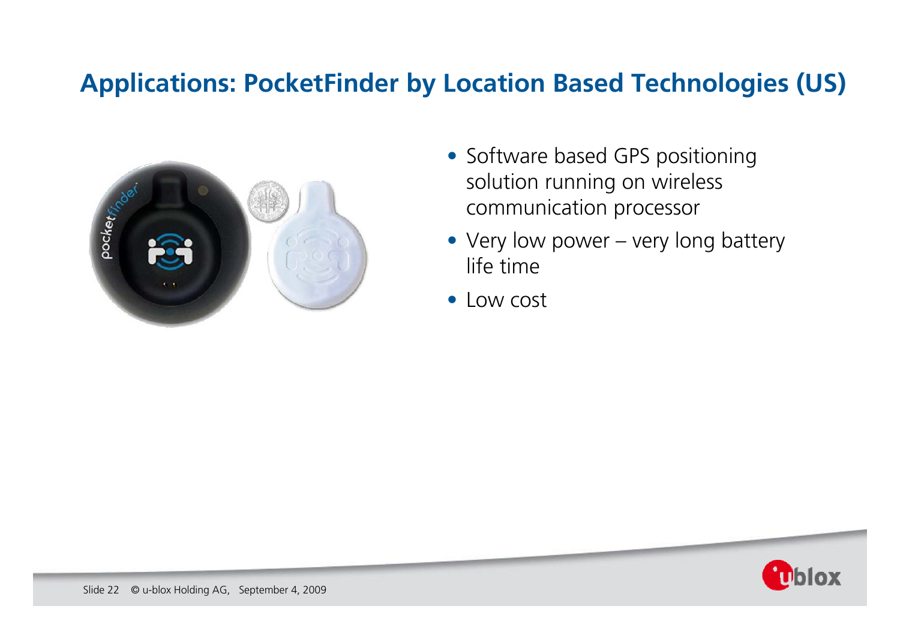## Applications: PocketFinder by Location Based Technologies (US)

- Software based GPS positioning solution running on wireless communication processor
- Very low power – very long battery life time
- Low cost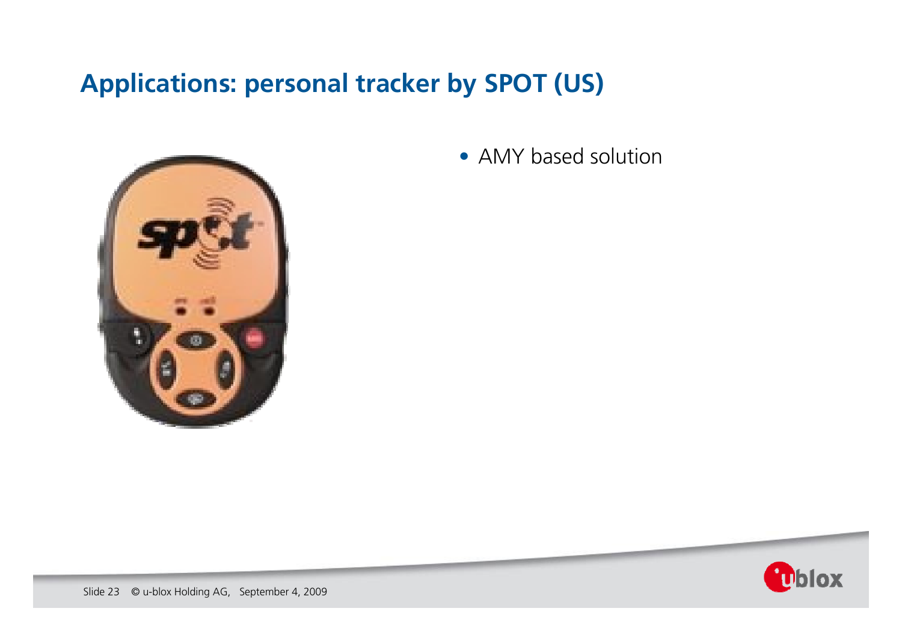# Applications: personal tracker by SPOT (US)

- AMY based solution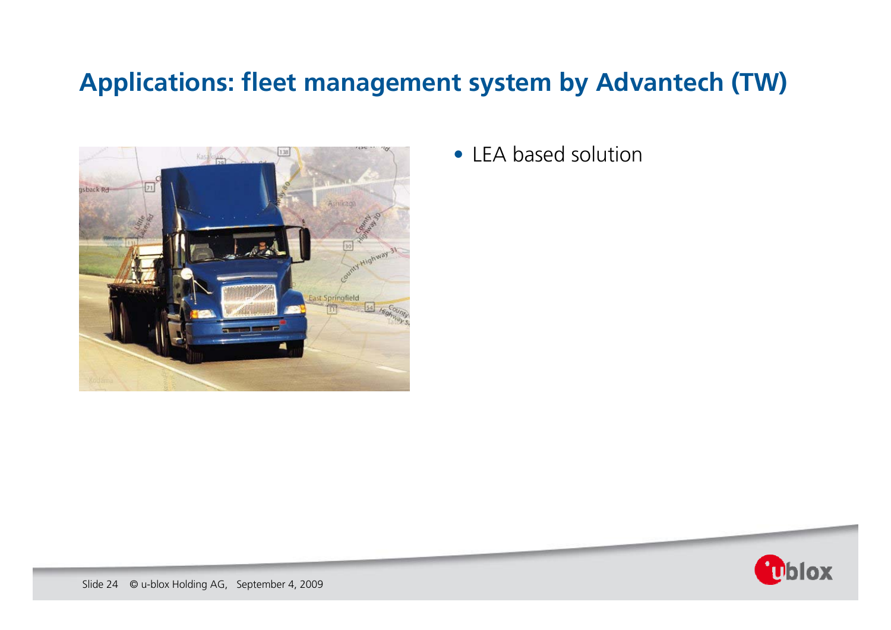# Applications: fleet management system by Advantech (TW)

- LEA based solution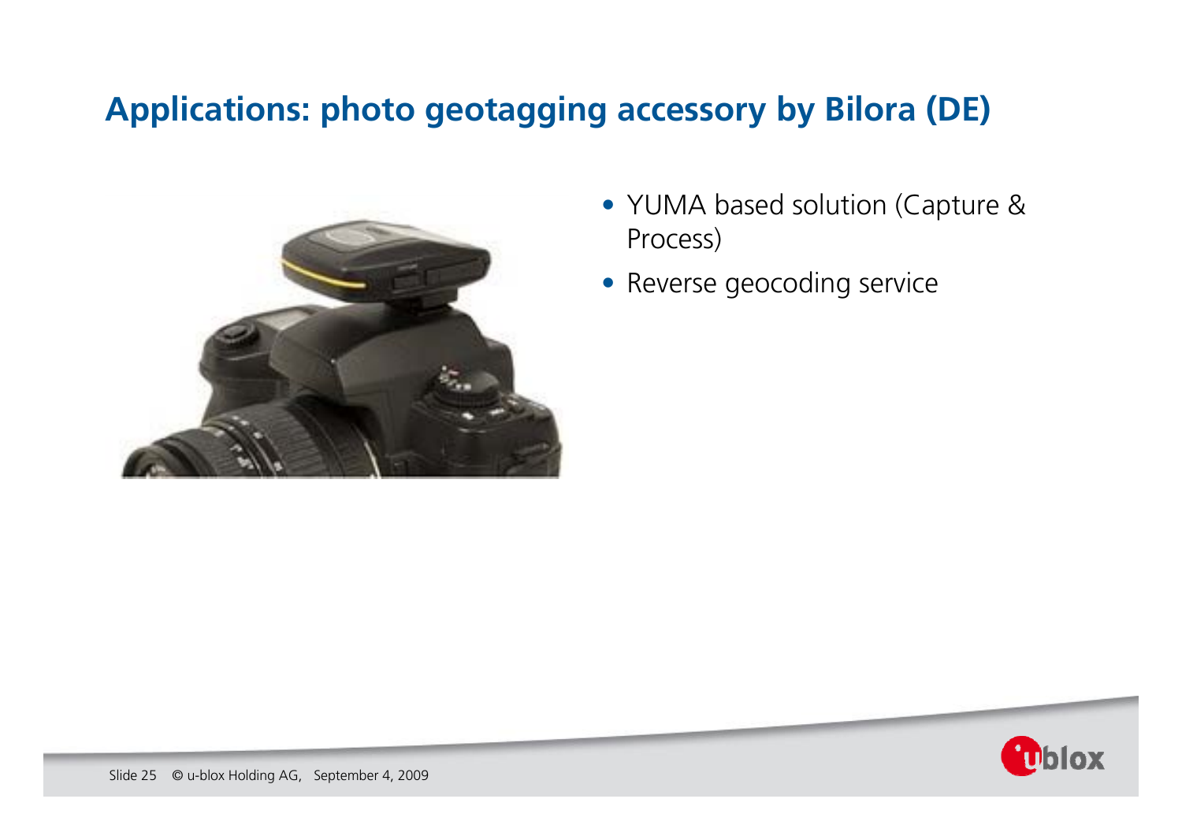# Applications: photo geotagging accessory by Bilora (DE)

- YUMA based solution (Capture & Process)
- Reverse geocoding service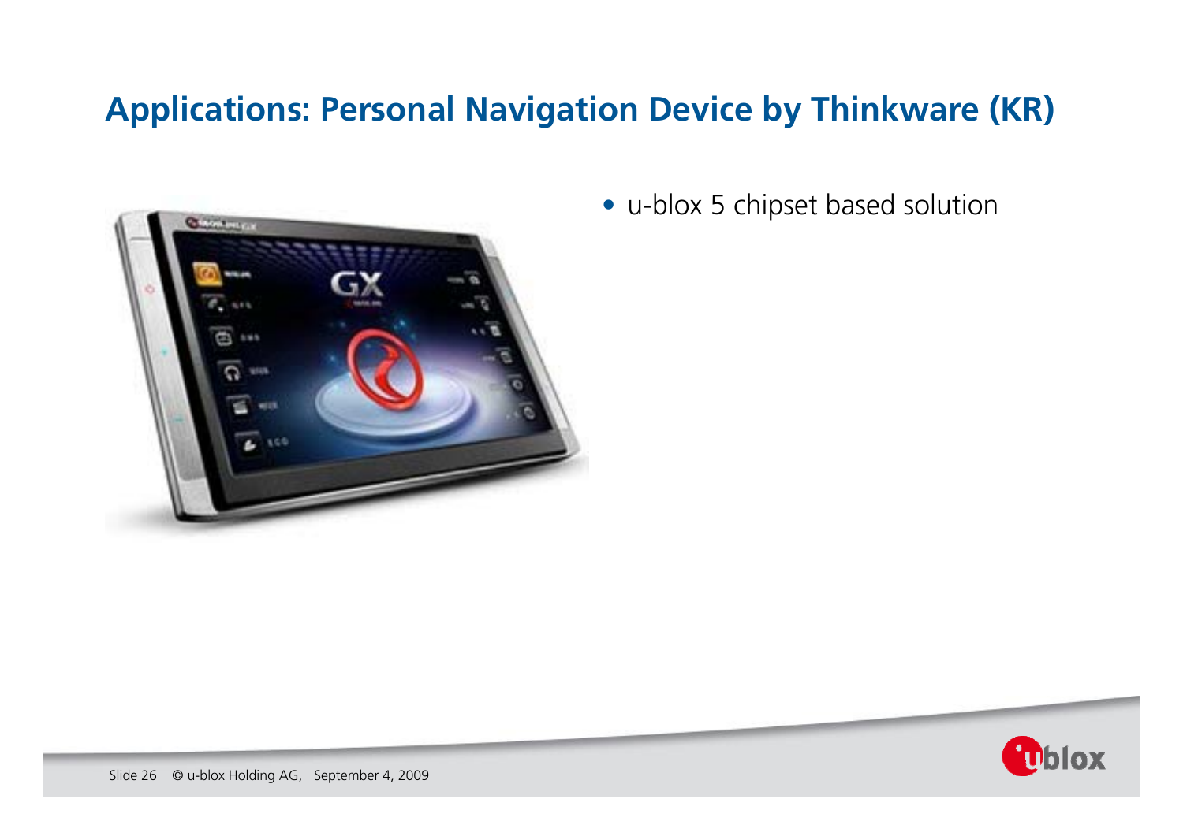# Applications: Personal Navigation Device by Thinkware (KR)

- u-blox 5 chipset based solution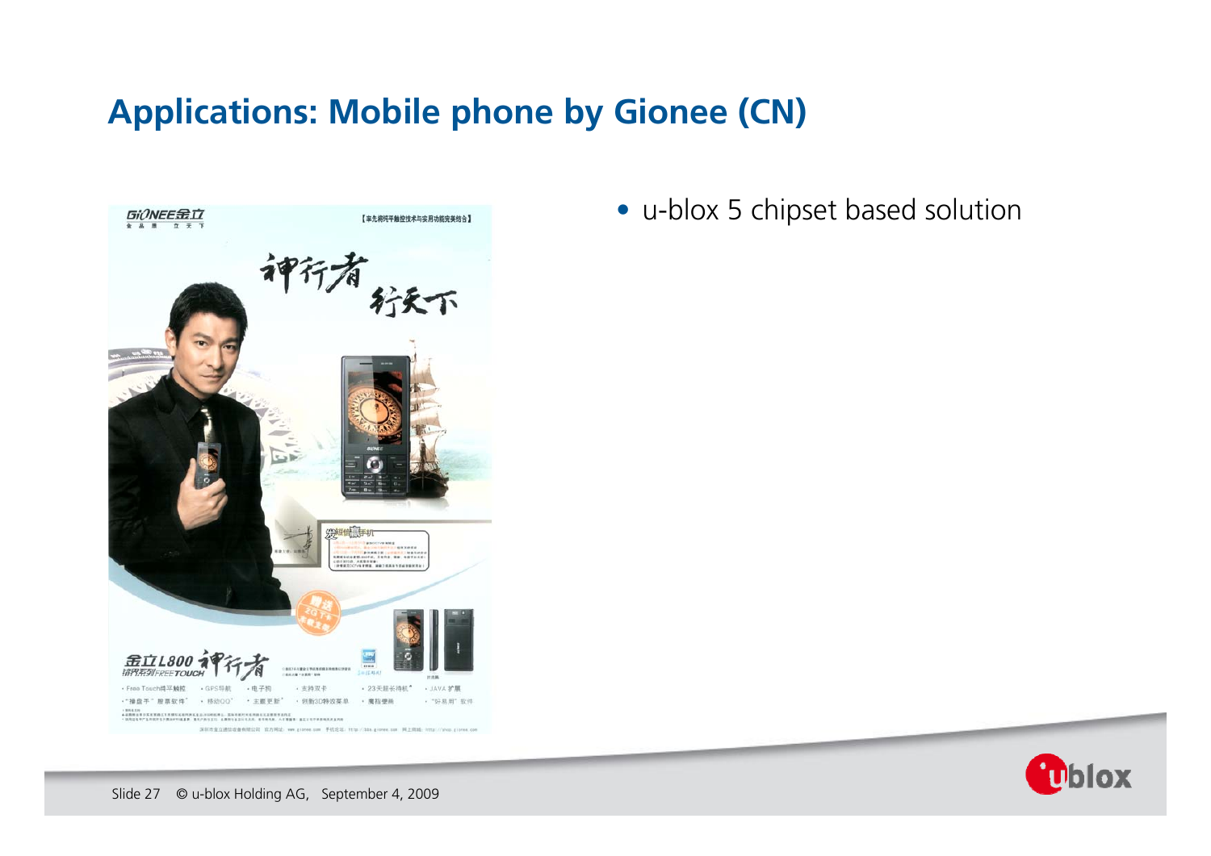## Applications: Mobile phone by Gionee (CN)

- u-blox 5 chipset based solution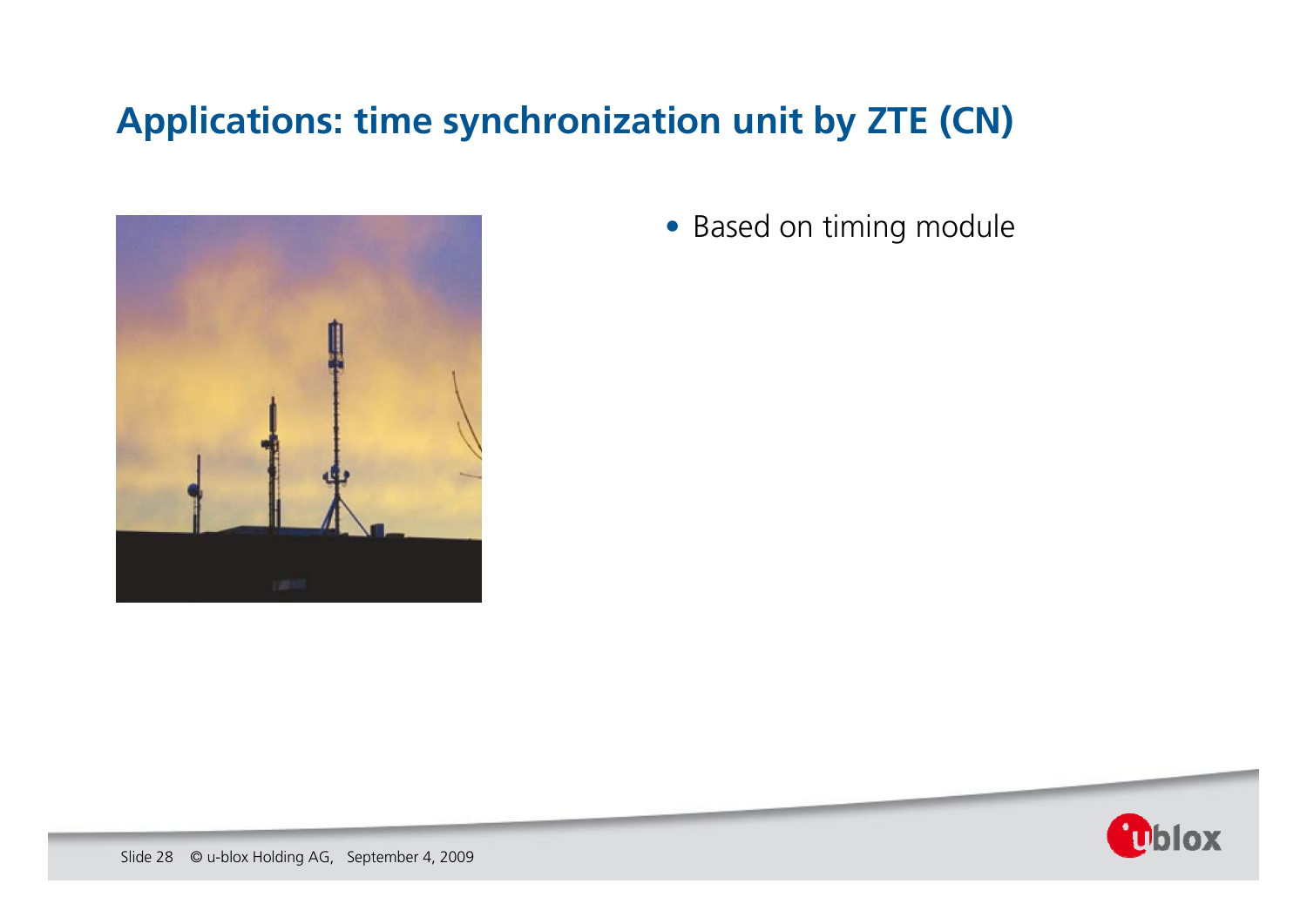# Applications: time synchronization unit by ZTE (CN)

- Based on timing module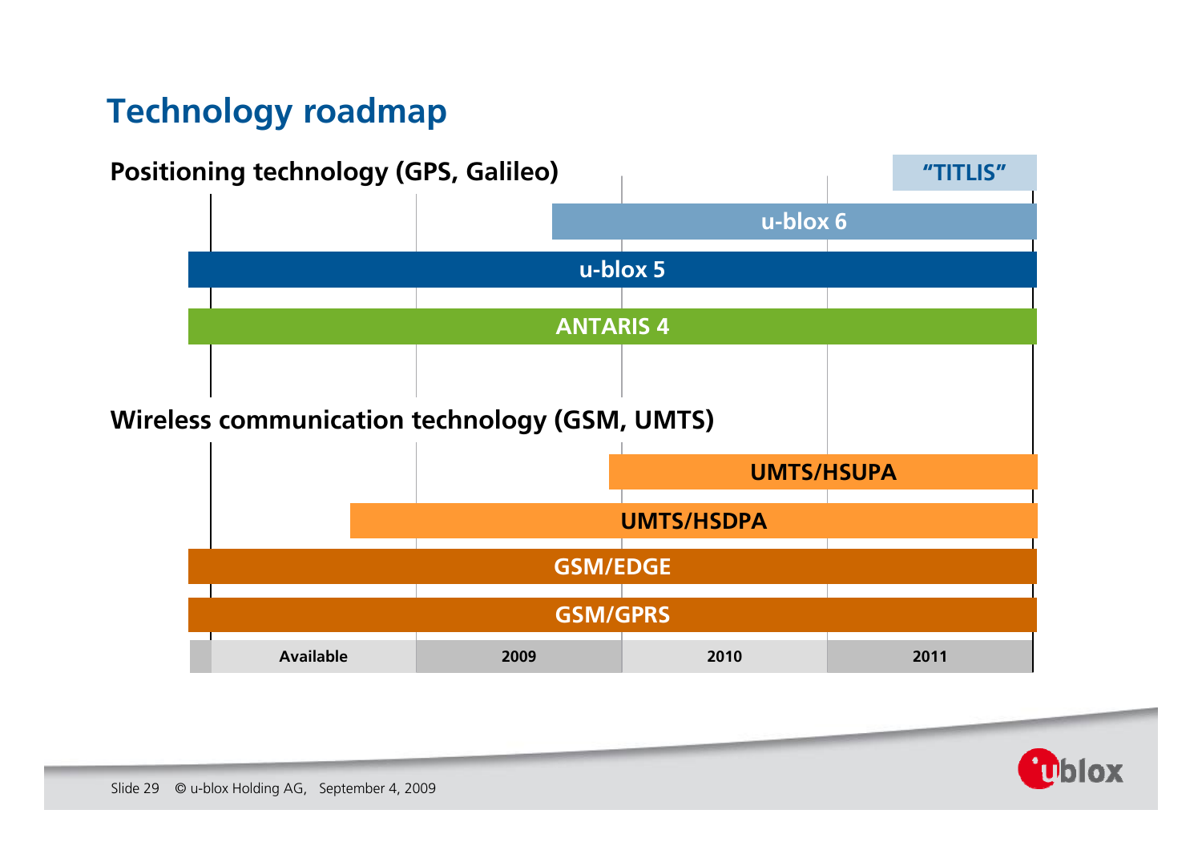# Technology roadmap

## Positioning technology (GPS, Galileo)

"TITLIS"

u-blox 6

u-blox 5

ANTARIS 4

## Wireless communication technology (GSM, UMTS)

UMTS/HSUPA

UMTS/HSDPA

GSM/EDGE

GSM/GPRS

| Available | 2009 | 2010 | 2011 |
|---|---|---|---|

Slide 29 © u-blox Holding AG, September 4, 2009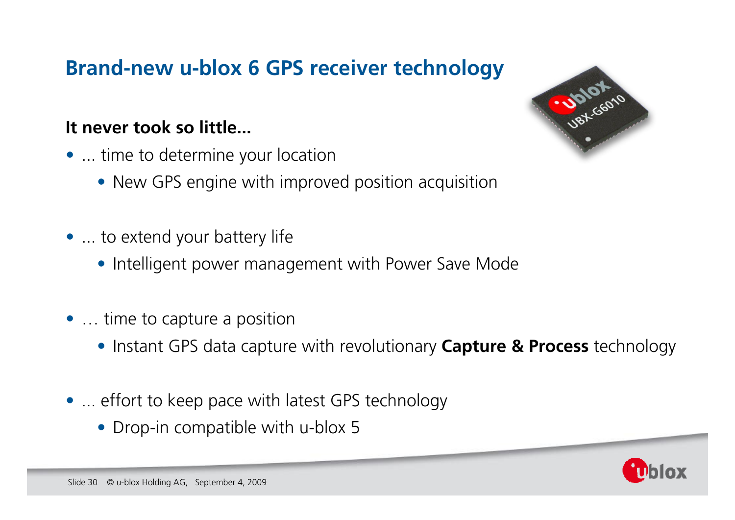# Brand-new u-blox 6 GPS receiver technology

**It never took so little...**

- ... time to determine your location
  - New GPS engine with improved position acquisition
- ... to extend your battery life
  - Intelligent power management with Power Save Mode
- … time to capture a position
  - Instant GPS data capture with revolutionary **Capture & Process** technology
- ... effort to keep pace with latest GPS technology
  - Drop-in compatible with u-blox 5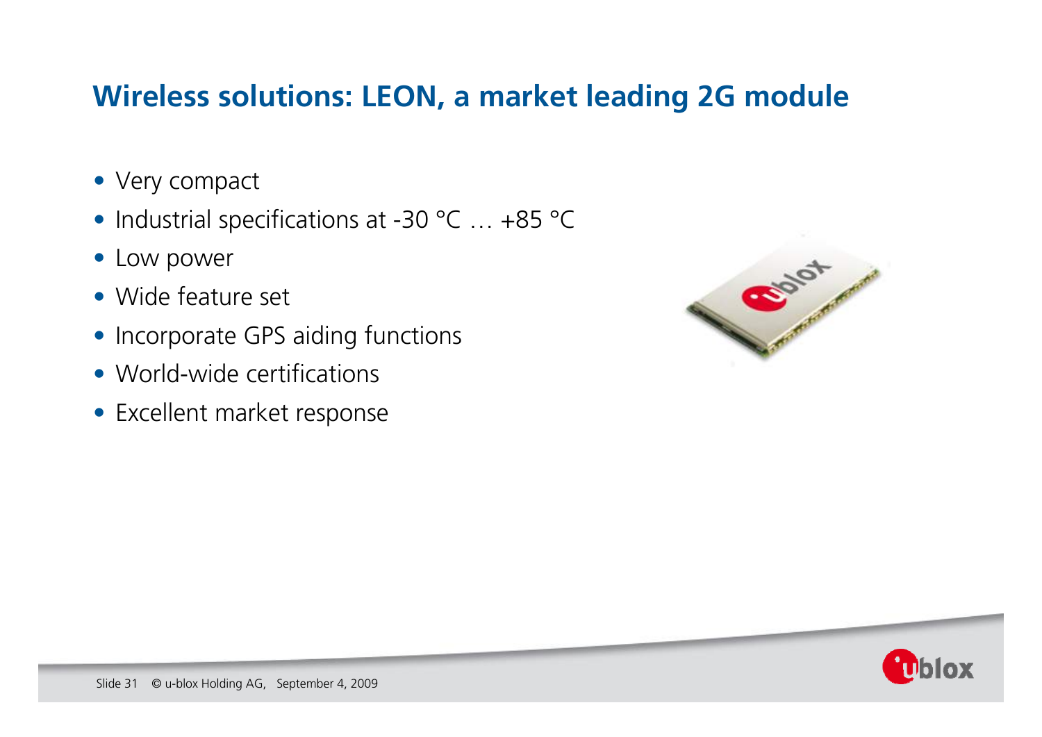# Wireless solutions: LEON, a market leading 2G module

- Very compact
- Industrial specifications at -30 °C … +85 °C
- Low power
- Wide feature set
- Incorporate GPS aiding functions
- World-wide certifications
- Excellent market response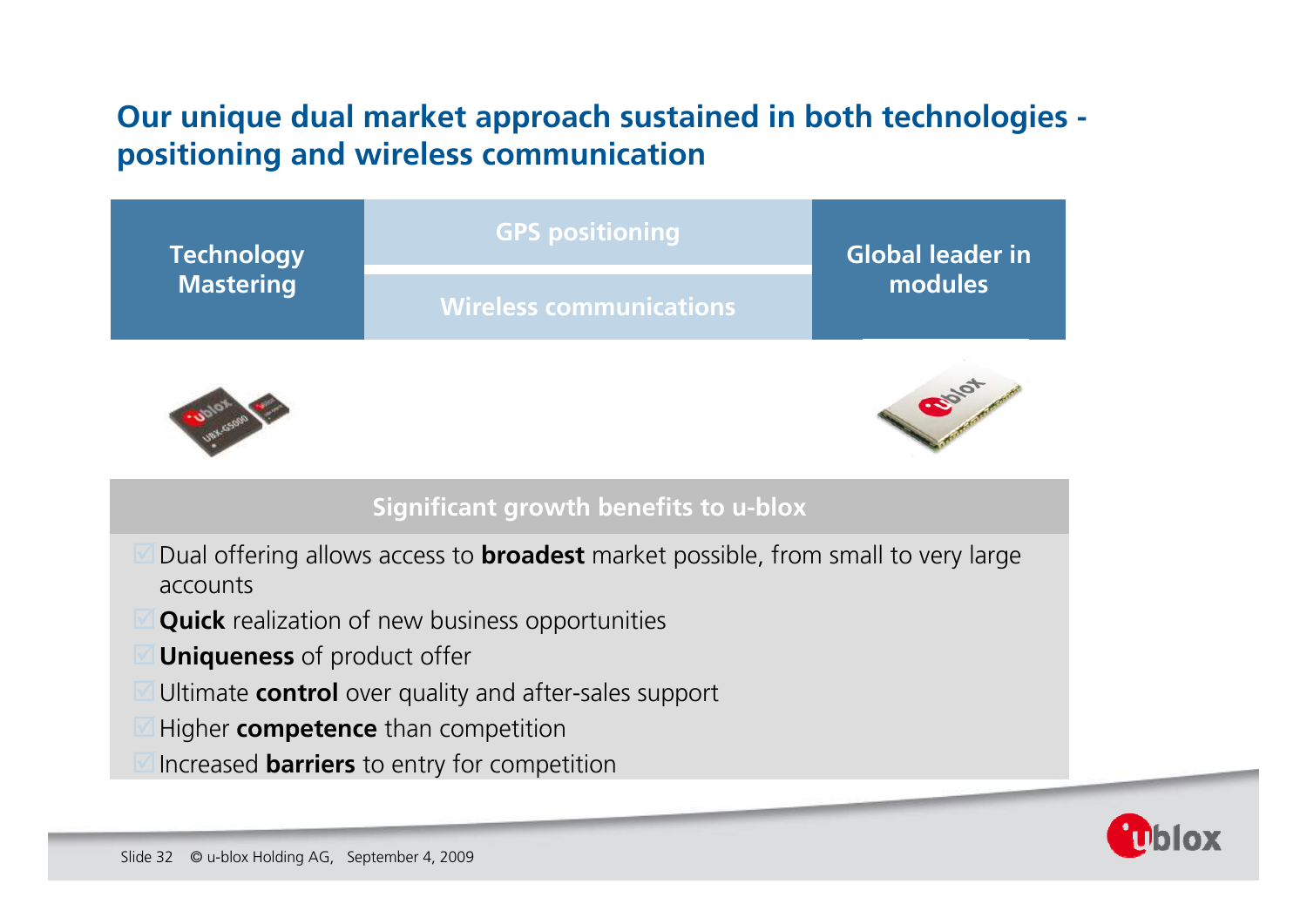# Our unique dual market approach sustained in both technologies - positioning and wireless communication

| Technology Mastering | GPS positioning / Wireless communications | Global leader in modules |
|---|---|---|

**Significant growth benefits to u-blox**

- Dual offering allows access to **broadest** market possible, from small to very large accounts
- **Quick** realization of new business opportunities
- **Uniqueness** of product offer
- Ultimate **control** over quality and after-sales support
- Higher **competence** than competition
- Increased **barriers** to entry for competition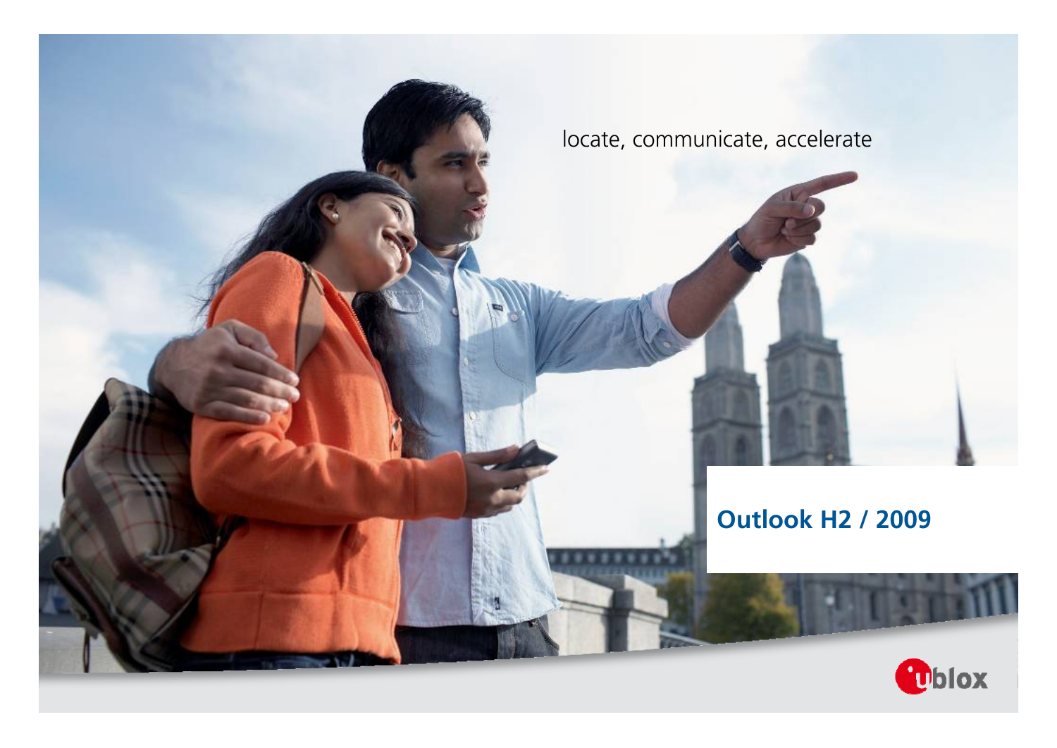locate, communicate, accelerate

# Outlook H2 / 2009

u-blox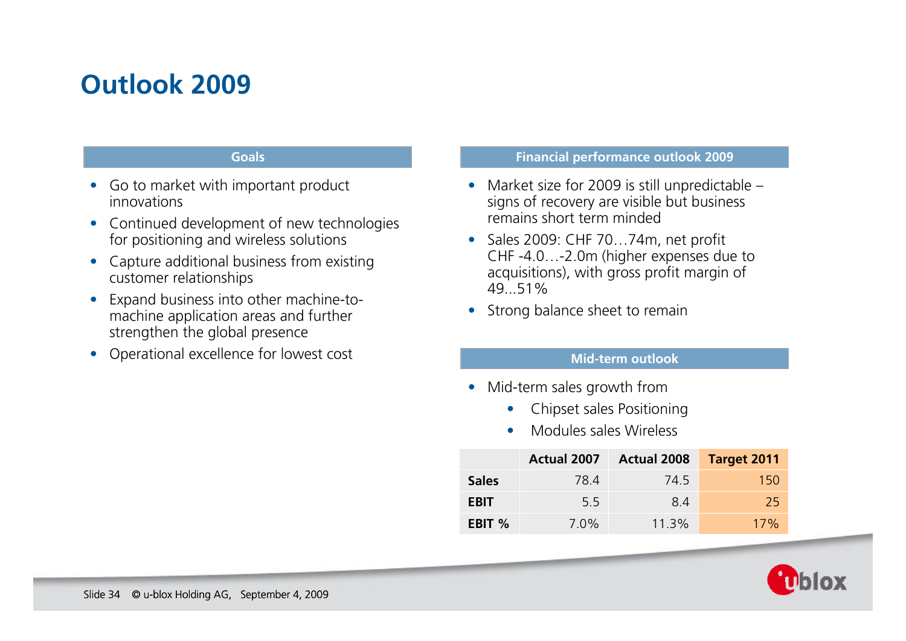# Outlook 2009

## Goals

- Go to market with important product innovations
- Continued development of new technologies for positioning and wireless solutions
- Capture additional business from existing customer relationships
- Expand business into other machine-to-machine application areas and further strengthen the global presence
- Operational excellence for lowest cost

## Financial performance outlook 2009

- Market size for 2009 is still unpredictable – signs of recovery are visible but business remains short term minded
- Sales 2009: CHF 70…74m, net profit CHF -4.0…-2.0m (higher expenses due to acquisitions), with gross profit margin of 49...51%
- Strong balance sheet to remain

## Mid-term outlook

- Mid-term sales growth from
  - Chipset sales Positioning
  - Modules sales Wireless

| | Actual 2007 | Actual 2008 | Target 2011 |
|---|---|---|---|
| **Sales** | 78.4 | 74.5 | 150 |
| **EBIT** | 5.5 | 8.4 | 25 |
| **EBIT %** | 7.0% | 11.3% | 17% |

Slide 34 © u-blox Holding AG, September 4, 2009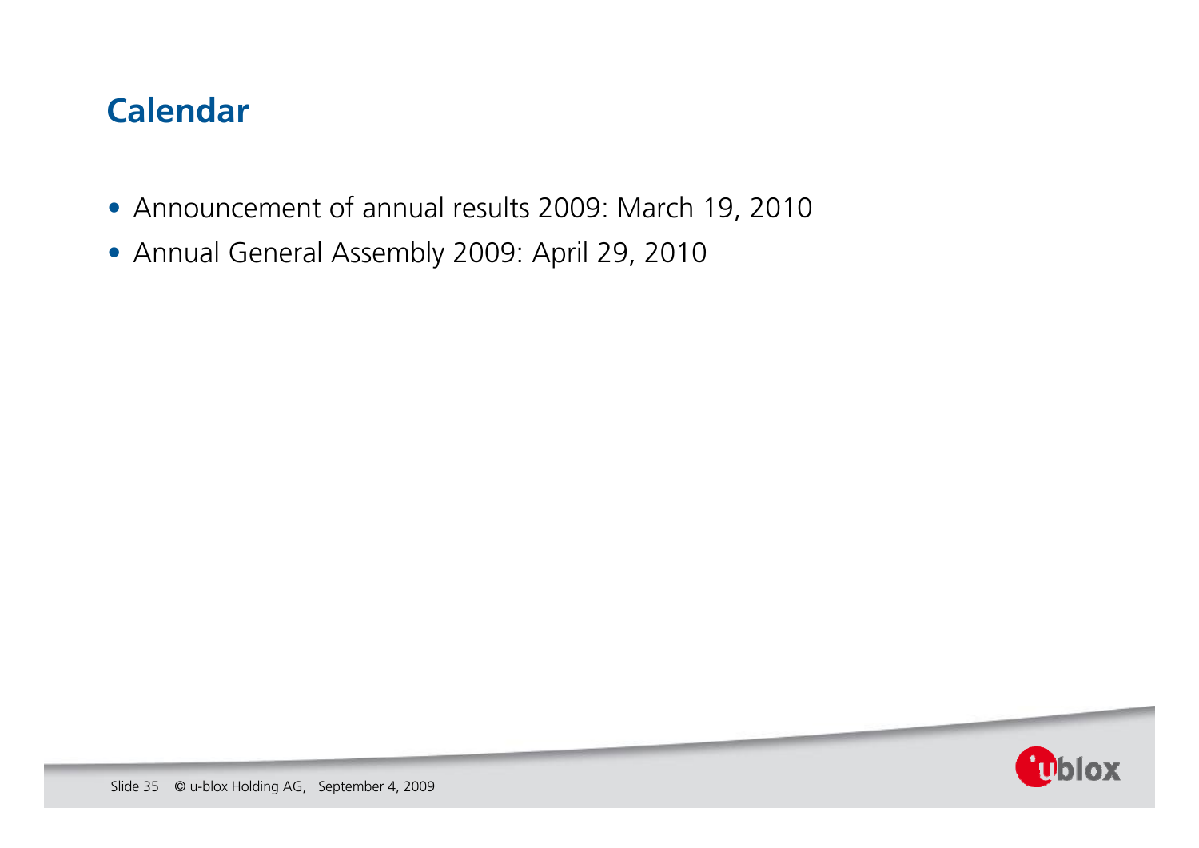## Calendar

- Announcement of annual results 2009: March 19, 2010
- Annual General Assembly 2009: April 29, 2010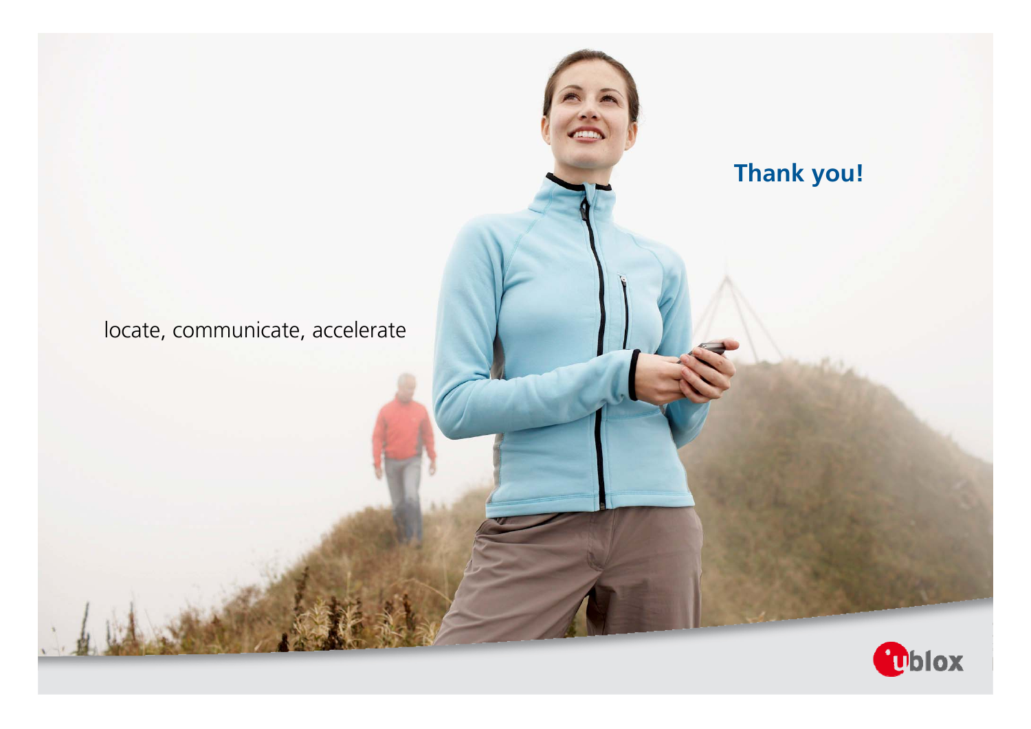Thank you!

locate, communicate, accelerate

ublox